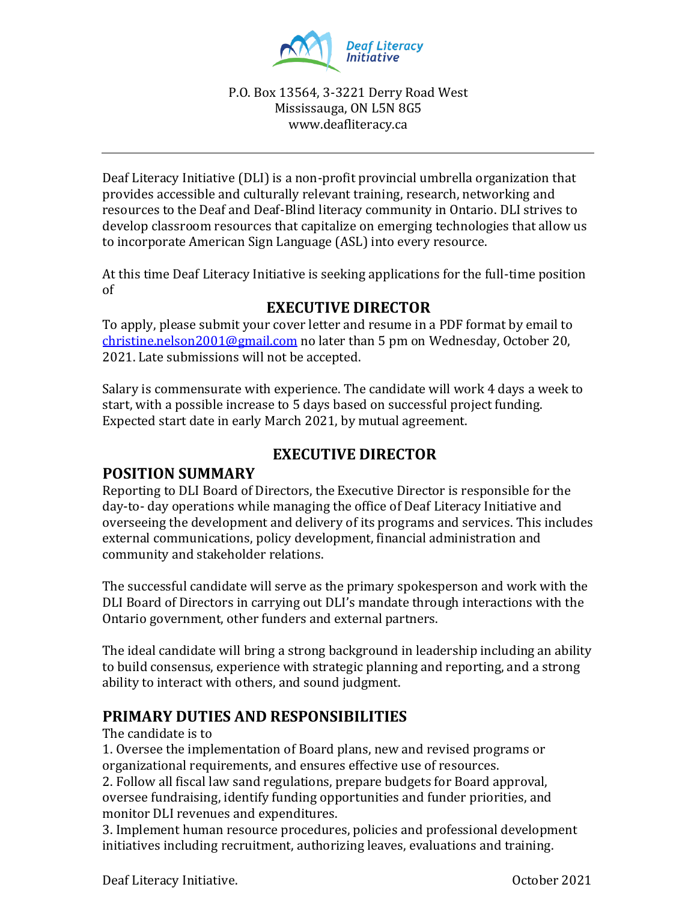Deaf Literacy Initiative

P.O. Box 13564, 3-3221 Derry Road West
Mississauga, ON L5N 8G5
www.deafliteracy.ca

---

Deaf Literacy Initiative (DLI) is a non-profit provincial umbrella organization that provides accessible and culturally relevant training, research, networking and resources to the Deaf and Deaf-Blind literacy community in Ontario. DLI strives to develop classroom resources that capitalize on emerging technologies that allow us to incorporate American Sign Language (ASL) into every resource.

At this time Deaf Literacy Initiative is seeking applications for the full-time position of

## EXECUTIVE DIRECTOR

To apply, please submit your cover letter and resume in a PDF format by email to christine.nelson2001@gmail.com no later than 5 pm on Wednesday, October 20, 2021. Late submissions will not be accepted.

Salary is commensurate with experience. The candidate will work 4 days a week to start, with a possible increase to 5 days based on successful project funding. Expected start date in early March 2021, by mutual agreement.

## EXECUTIVE DIRECTOR

## POSITION SUMMARY

Reporting to DLI Board of Directors, the Executive Director is responsible for the day-to- day operations while managing the office of Deaf Literacy Initiative and overseeing the development and delivery of its programs and services. This includes external communications, policy development, financial administration and community and stakeholder relations.

The successful candidate will serve as the primary spokesperson and work with the DLI Board of Directors in carrying out DLI's mandate through interactions with the Ontario government, other funders and external partners.

The ideal candidate will bring a strong background in leadership including an ability to build consensus, experience with strategic planning and reporting, and a strong ability to interact with others, and sound judgment.

## PRIMARY DUTIES AND RESPONSIBILITIES

The candidate is to

1. Oversee the implementation of Board plans, new and revised programs or organizational requirements, and ensures effective use of resources.
2. Follow all fiscal law sand regulations, prepare budgets for Board approval, oversee fundraising, identify funding opportunities and funder priorities, and monitor DLI revenues and expenditures.
3. Implement human resource procedures, policies and professional development initiatives including recruitment, authorizing leaves, evaluations and training.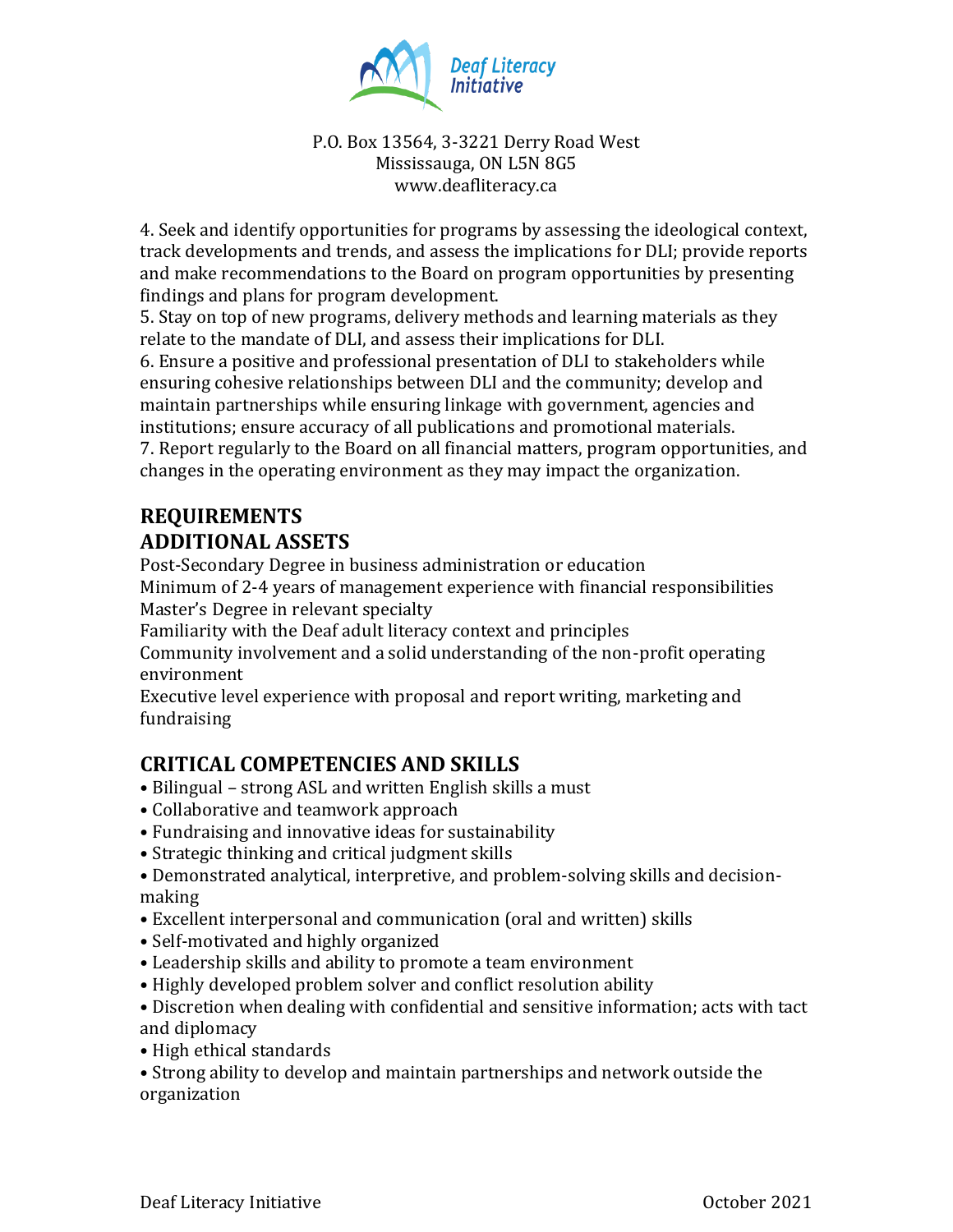P.O. Box 13564, 3-3221 Derry Road West
Mississauga, ON L5N 8G5
www.deafliteracy.ca

4. Seek and identify opportunities for programs by assessing the ideological context, track developments and trends, and assess the implications for DLI; provide reports and make recommendations to the Board on program opportunities by presenting findings and plans for program development.
5. Stay on top of new programs, delivery methods and learning materials as they relate to the mandate of DLI, and assess their implications for DLI.
6. Ensure a positive and professional presentation of DLI to stakeholders while ensuring cohesive relationships between DLI and the community; develop and maintain partnerships while ensuring linkage with government, agencies and institutions; ensure accuracy of all publications and promotional materials.
7. Report regularly to the Board on all financial matters, program opportunities, and changes in the operating environment as they may impact the organization.

## REQUIREMENTS

## ADDITIONAL ASSETS

Post-Secondary Degree in business administration or education
Minimum of 2-4 years of management experience with financial responsibilities
Master's Degree in relevant specialty
Familiarity with the Deaf adult literacy context and principles
Community involvement and a solid understanding of the non-profit operating environment
Executive level experience with proposal and report writing, marketing and fundraising

## CRITICAL COMPETENCIES AND SKILLS

- Bilingual – strong ASL and written English skills a must
- Collaborative and teamwork approach
- Fundraising and innovative ideas for sustainability
- Strategic thinking and critical judgment skills
- Demonstrated analytical, interpretive, and problem-solving skills and decision-making
- Excellent interpersonal and communication (oral and written) skills
- Self-motivated and highly organized
- Leadership skills and ability to promote a team environment
- Highly developed problem solver and conflict resolution ability
- Discretion when dealing with confidential and sensitive information; acts with tact and diplomacy
- High ethical standards
- Strong ability to develop and maintain partnerships and network outside the organization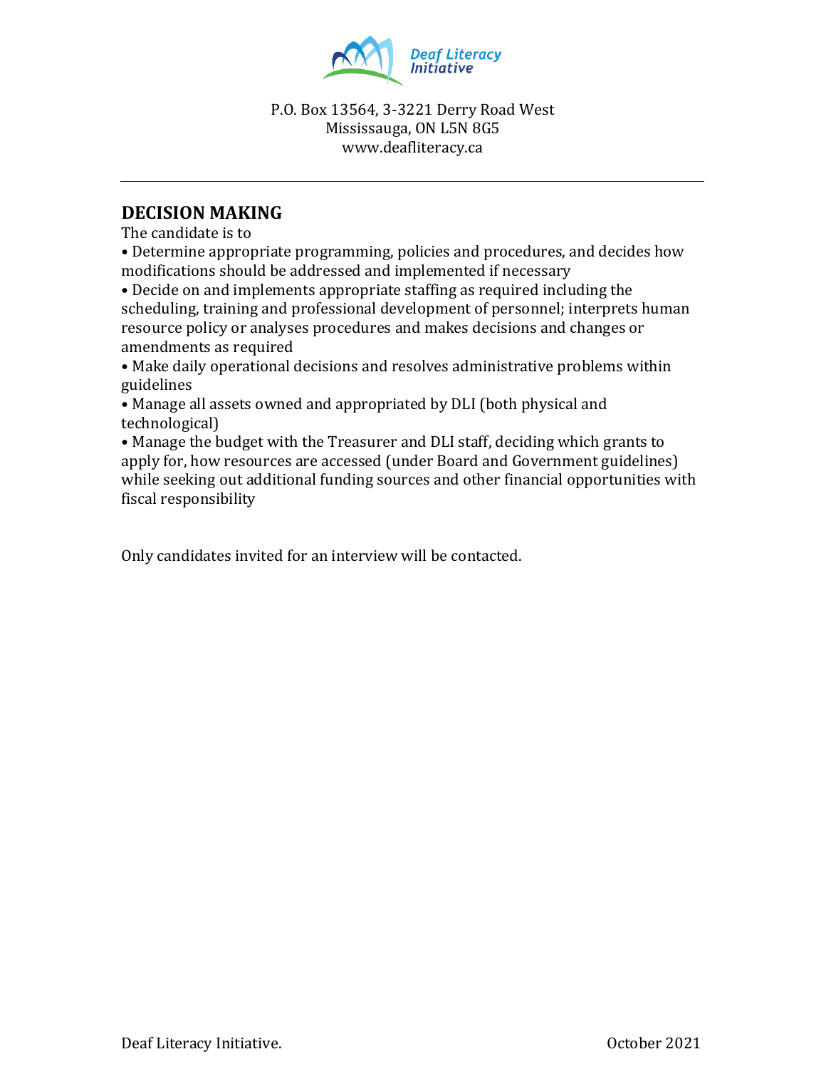P.O. Box 13564, 3-3221 Derry Road West
Mississauga, ON L5N 8G5
www.deafliteracy.ca

## DECISION MAKING

The candidate is to

- Determine appropriate programming, policies and procedures, and decides how modifications should be addressed and implemented if necessary
- Decide on and implements appropriate staffing as required including the scheduling, training and professional development of personnel; interprets human resource policy or analyses procedures and makes decisions and changes or amendments as required
- Make daily operational decisions and resolves administrative problems within guidelines
- Manage all assets owned and appropriated by DLI (both physical and technological)
- Manage the budget with the Treasurer and DLI staff, deciding which grants to apply for, how resources are accessed (under Board and Government guidelines) while seeking out additional funding sources and other financial opportunities with fiscal responsibility

Only candidates invited for an interview will be contacted.